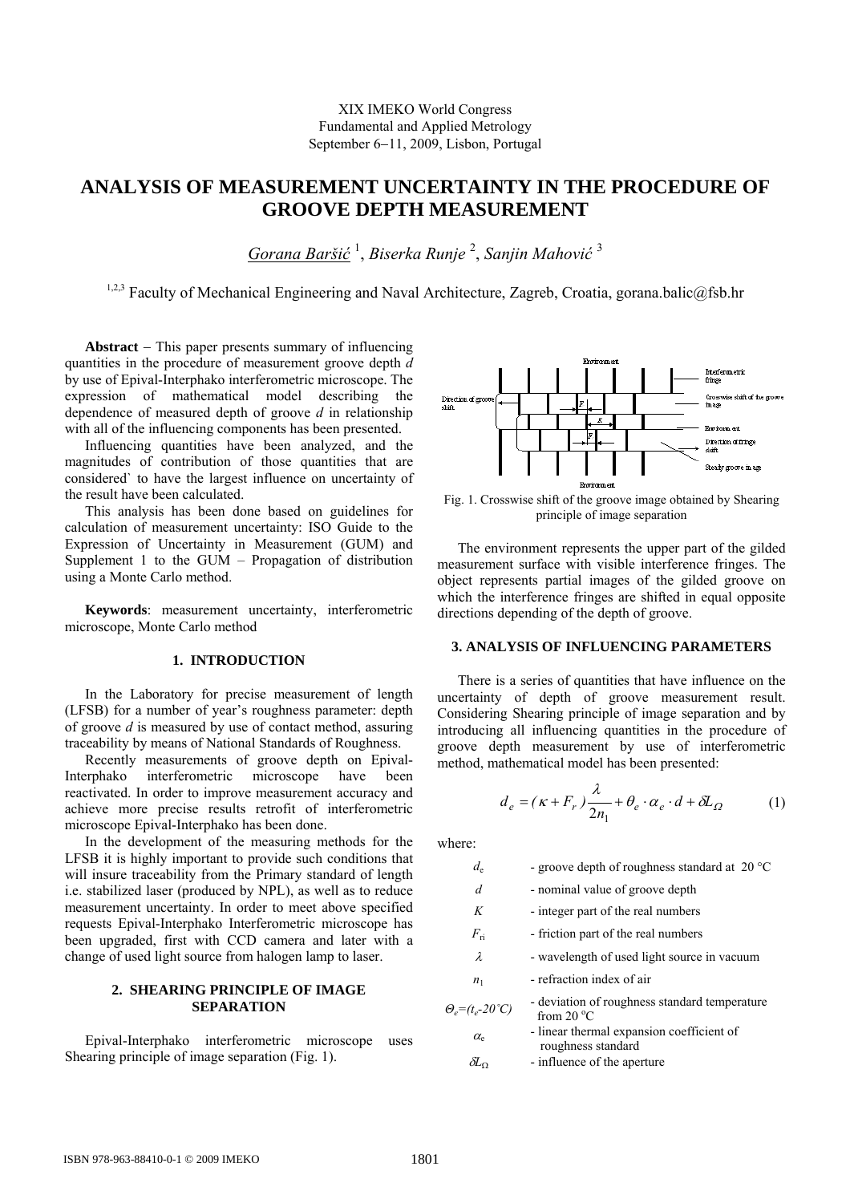XIX IMEKO World Congress
Fundamental and Applied Metrology
September 6−11, 2009, Lisbon, Portugal

# ANALYSIS OF MEASUREMENT UNCERTAINTY IN THE PROCEDURE OF GROOVE DEPTH MEASUREMENT

*Gorana Baršić* [1], *Biserka Runje* [2], *Sanjin Mahović* [3]

[1,2,3] Faculty of Mechanical Engineering and Naval Architecture, Zagreb, Croatia, gorana.balic@fsb.hr

**Abstract** − This paper presents summary of influencing quantities in the procedure of measurement groove depth *d* by use of Epival-Interphako interferometric microscope. The expression of mathematical model describing the dependence of measured depth of groove *d* in relationship with all of the influencing components has been presented.

Influencing quantities have been analyzed, and the magnitudes of contribution of those quantities that are considered` to have the largest influence on uncertainty of the result have been calculated.

This analysis has been done based on guidelines for calculation of measurement uncertainty: ISO Guide to the Expression of Uncertainty in Measurement (GUM) and Supplement 1 to the GUM – Propagation of distribution using a Monte Carlo method.

**Keywords**: measurement uncertainty, interferometric microscope, Monte Carlo method

## 1. INTRODUCTION

In the Laboratory for precise measurement of length (LFSB) for a number of year's roughness parameter: depth of groove *d* is measured by use of contact method, assuring traceability by means of National Standards of Roughness.

Recently measurements of groove depth on Epival-Interphako interferometric microscope have been reactivated. In order to improve measurement accuracy and achieve more precise results retrofit of interferometric microscope Epival-Interphako has been done.

In the development of the measuring methods for the LFSB it is highly important to provide such conditions that will insure traceability from the Primary standard of length i.e. stabilized laser (produced by NPL), as well as to reduce measurement uncertainty. In order to meet above specified requests Epival-Interphako Interferometric microscope has been upgraded, first with CCD camera and later with a change of used light source from halogen lamp to laser.

## 2. SHEARING PRINCIPLE OF IMAGE SEPARATION

Epival-Interphako interferometric microscope uses Shearing principle of image separation (Fig. 1).

Fig. 1. Crosswise shift of the groove image obtained by Shearing principle of image separation

The environment represents the upper part of the gilded measurement surface with visible interference fringes. The object represents partial images of the gilded groove on which the interference fringes are shifted in equal opposite directions depending of the depth of groove.

## 3. ANALYSIS OF INFLUENCING PARAMETERS

There is a series of quantities that have influence on the uncertainty of depth of groove measurement result. Considering Shearing principle of image separation and by introducing all influencing quantities in the procedure of groove depth measurement by use of interferometric method, mathematical model has been presented:

$$d_e = (\kappa + F_r)\frac{\lambda}{2n_1} + \theta_e \cdot \alpha_e \cdot d + \delta L_\Omega \qquad (1)$$

where:

| | |
|---|---|
| $d_e$ | - groove depth of roughness standard at 20 °C |
| $d$ | - nominal value of groove depth |
| $K$ | - integer part of the real numbers |
| $F_{ri}$ | - friction part of the real numbers |
| $\lambda$ | - wavelength of used light source in vacuum |
| $n_1$ | - refraction index of air |
| $\Theta_e=(t_e-20\,^\circ C)$ | - deviation of roughness standard temperature from 20 °C |
| $\alpha_e$ | - linear thermal expansion coefficient of roughness standard |
| $\delta L_\Omega$ | - influence of the aperture |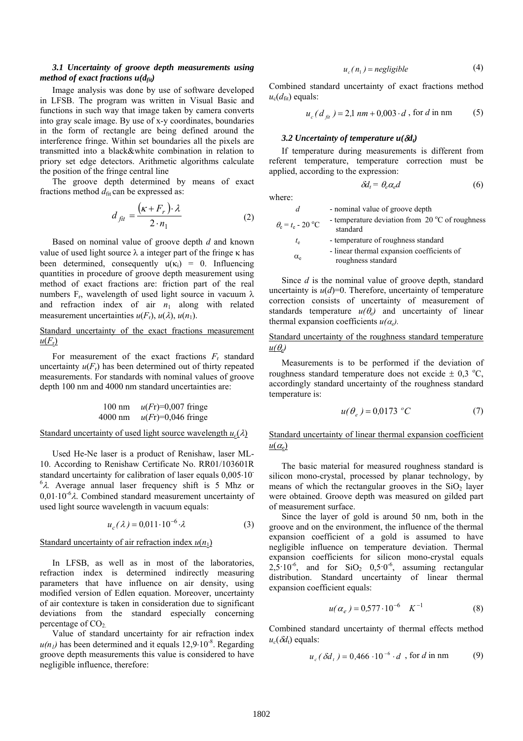### 3.1 Uncertainty of groove depth measurements using method of exact fractions $u(d_{fit})$

Image analysis was done by use of software developed in LFSB. The program was written in Visual Basic and functions in such way that image taken by camera converts into gray scale image. By use of x-y coordinates, boundaries in the form of rectangle are being defined around the interference fringe. Within set boundaries all the pixels are transmitted into a black&white combination in relation to priory set edge detectors. Arithmetic algorithms calculate the position of the fringe central line

The groove depth determined by means of exact fractions method $d_{fit}$ can be expressed as:

$$d_{fit} = \frac{(\kappa + F_r) \cdot \lambda}{2 \cdot n_1} \tag{2}$$

Based on nominal value of groove depth $d$ and known value of used light source $\lambda$ a integer part of the fringe $\kappa$ has been determined, consequently $u(\kappa_i) = 0$. Influencing quantities in procedure of groove depth measurement using method of exact fractions are: friction part of the real numbers $F_r$, wavelength of used light source in vacuum $\lambda$ and refraction index of air $n_1$ along with related measurement uncertainties $u(F_r)$, $u(\lambda)$, $u(n_1)$.

Standard uncertainty of the exact fractions measurement $u(F_r)$

For measurement of the exact fractions $F_r$ standard uncertainty $u(F_r)$ has been determined out of thirty repeated measurements. For standards with nominal values of groove depth 100 nm and 4000 nm standard uncertainties are:

100 nm $u(Fr)$=0,007 fringe
4000 nm $u(Fr)$=0,046 fringe

Standard uncertainty of used light source wavelength $u_c(\lambda)$

Used He-Ne laser is a product of Renishaw, laser ML-10. According to Renishaw Certificate No. RR01/103601R standard uncertainty for calibration of laser equals $0{,}005 \cdot 10^{-6}\lambda$. Average annual laser frequency shift is 5 Mhz or $0{,}01 \cdot 10^{-6}\lambda$. Combined standard measurement uncertainty of used light source wavelength in vacuum equals:

$$u_c(\lambda) = 0{,}011 \cdot 10^{-6} \cdot \lambda \tag{3}$$

Standard uncertainty of air refraction index $u(n_1)$

In LFSB, as well as in most of the laboratories, refraction index is determined indirectly measuring parameters that have influence on air density, using modified version of Edlen equation. Moreover, uncertainty of air contexture is taken in consideration due to significant deviations from the standard especially concerning percentage of $CO_2$.

Value of standard uncertainty for air refraction index $u(n_1)$ has been determined and it equals $12{,}9 \cdot 10^{-8}$. Regarding groove depth measurements this value is considered to have negligible influence, therefore:

$$u_c(n_1) = negligible \tag{4}$$

Combined standard uncertainty of exact fractions method $u_c(d_{fit})$ equals:

$$u_c(d_{fit}) = 2{,}1\ nm + 0{,}003 \cdot d \text{ , for } d \text{ in nm} \tag{5}$$

### 3.2 Uncertainty of temperature $u(\delta d_t)$

If temperature during measurements is different from referent temperature, temperature correction must be applied, according to the expression:

$$\delta d_t = \theta_e \alpha_e d \tag{6}$$

where:

| | |
|---|---|
| $d$ | - nominal value of groove depth |
| $\theta_e = t_e - 20\ ^oC$ | - temperature deviation from 20 $^oC$ of roughness standard |
| $t_e$ | - temperature of roughness standard |
| $\alpha_e$ | - linear thermal expansion coefficients of roughness standard |

Since $d$ is the nominal value of groove depth, standard uncertainty is $u(d)$=0. Therefore, uncertainty of temperature correction consists of uncertainty of measurement of standards temperature $u(\theta_e)$ and uncertainty of linear thermal expansion coefficients $u(\alpha_e)$.

Standard uncertainty of the roughness standard temperature $u(\theta_e)$

Measurements is to be performed if the deviation of roughness standard temperature does not excide ± 0,3 $^oC$, accordingly standard uncertainty of the roughness standard temperature is:

$$u(\theta_e) = 0{,}0173\ ^oC \tag{7}$$

Standard uncertainty of linear thermal expansion coefficient $u(\alpha_e)$

The basic material for measured roughness standard is silicon mono-crystal, processed by planar technology, by means of which the rectangular grooves in the $SiO_2$ layer were obtained. Groove depth was measured on gilded part of measurement surface.

Since the layer of gold is around 50 nm, both in the groove and on the environment, the influence of the thermal expansion coefficient of a gold is assumed to have negligible influence on temperature deviation. Thermal expansion coefficients for silicon mono-crystal equals $2{,}5 \cdot 10^{-6}$, and for $SiO_2$ $0{,}5 \cdot 0^{-6}$, assuming rectangular distribution. Standard uncertainty of linear thermal expansion coefficient equals:

$$u(\alpha_e) = 0{,}577 \cdot 10^{-6} \quad K^{-1} \tag{8}$$

Combined standard uncertainty of thermal effects method $u_c(\delta d_t)$ equals:

$$u_c(\delta d_t) = 0{,}466 \cdot 10^{-6} \cdot d \text{ , for } d \text{ in nm} \tag{9}$$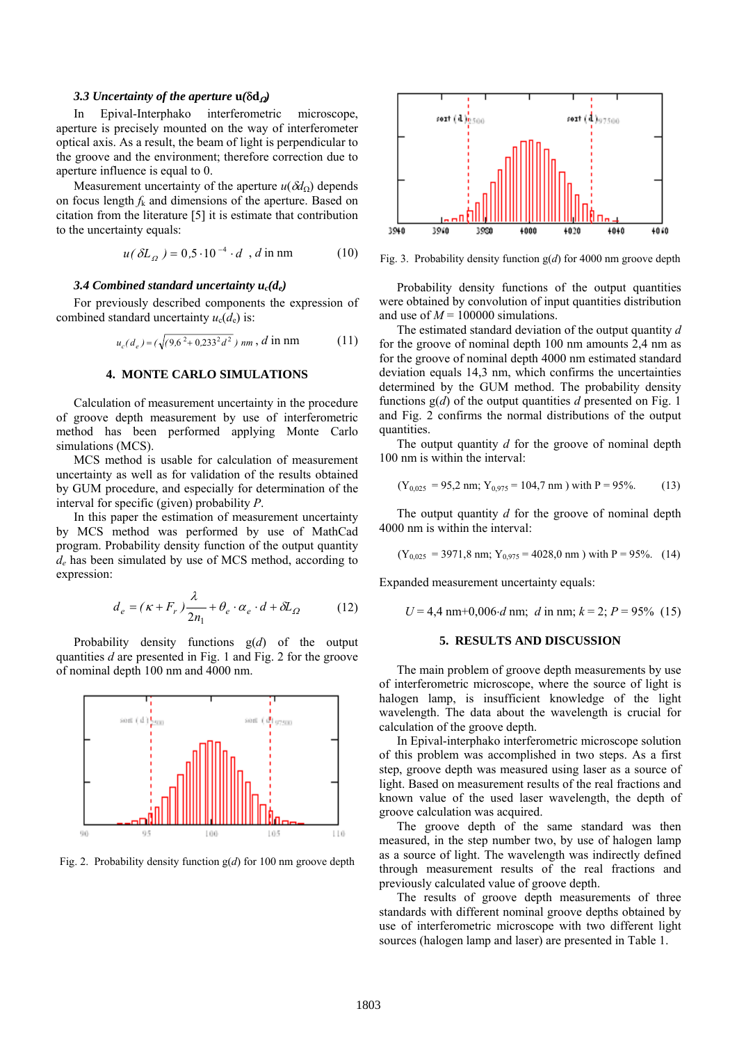### 3.3 Uncertainty of the aperture u(δd$_\Omega$)

In Epival-Interphako interferometric microscope, aperture is precisely mounted on the way of interferometer optical axis. As a result, the beam of light is perpendicular to the groove and the environment; therefore correction due to aperture influence is equal to 0.

Measurement uncertainty of the aperture $u(\delta d_\Omega)$ depends on focus length $f_k$ and dimensions of the aperture. Based on citation from the literature [5] it is estimate that contribution to the uncertainty equals:

$$u(\delta L_\Omega) = 0{,}5 \cdot 10^{-4} \cdot d \quad , d \text{ in nm} \tag{10}$$

### 3.4 Combined standard uncertainty $u_c(d_e)$

For previously described components the expression of combined standard uncertainty $u_c(d_e)$ is:

$$u_c(d_e) = (\sqrt{9{,}6^2 + 0{,}233^2 d^2}\ )\ nm\ , d \text{ in nm} \tag{11}$$

## 4. MONTE CARLO SIMULATIONS

Calculation of measurement uncertainty in the procedure of groove depth measurement by use of interferometric method has been performed applying Monte Carlo simulations (MCS).

MCS method is usable for calculation of measurement uncertainty as well as for validation of the results obtained by GUM procedure, and especially for determination of the interval for specific (given) probability *P*.

In this paper the estimation of measurement uncertainty by MCS method was performed by use of MathCad program. Probability density function of the output quantity $d_e$ has been simulated by use of MCS method, according to expression:

$$d_e = (\kappa + F_r)\frac{\lambda}{2n_1} + \theta_e \cdot \alpha_e \cdot d + \delta L_\Omega \tag{12}$$

Probability density functions g(*d*) of the output quantities *d* are presented in Fig. 1 and Fig. 2 for the groove of nominal depth 100 nm and 4000 nm.

Fig. 2. Probability density function g(*d*) for 100 nm groove depth

Fig. 3. Probability density function g(*d*) for 4000 nm groove depth

Probability density functions of the output quantities were obtained by convolution of input quantities distribution and use of $M = 100000$ simulations.

The estimated standard deviation of the output quantity *d* for the groove of nominal depth 100 nm amounts 2,4 nm as for the groove of nominal depth 4000 nm estimated standard deviation equals 14,3 nm, which confirms the uncertainties determined by the GUM method. The probability density functions g(*d*) of the output quantities *d* presented on Fig. 1 and Fig. 2 confirms the normal distributions of the output quantities.

The output quantity *d* for the groove of nominal depth 100 nm is within the interval:

$$(Y_{0{,}025} = 95{,}2 \text{ nm};\ Y_{0{,}975} = 104{,}7 \text{ nm}) \text{ with } P = 95\%. \tag{13}$$

The output quantity *d* for the groove of nominal depth 4000 nm is within the interval:

$$(Y_{0{,}025} = 3971{,}8 \text{ nm};\ Y_{0{,}975} = 4028{,}0 \text{ nm}) \text{ with } P = 95\%. \tag{14}$$

Expanded measurement uncertainty equals:

$$U = 4{,}4 \text{ nm} + 0{,}006 \cdot d \text{ nm};\ \ d \text{ in nm};\ k = 2;\ P = 95\% \tag{15}$$

## 5. RESULTS AND DISCUSSION

The main problem of groove depth measurements by use of interferometric microscope, where the source of light is halogen lamp, is insufficient knowledge of light wavelength. The data about the wavelength is crucial for calculation of the groove depth.

In Epival-interphako interferometric microscope solution of this problem was accomplished in two steps. As a first step, groove depth was measured using laser as a source of light. Based on measurement results of the real fractions and known value of the used laser wavelength, the depth of groove calculation was acquired.

The groove depth of the same standard was then measured, in the step number two, by use of halogen lamp as a source of light. The wavelength was indirectly defined through measurement results of the real fractions and previously calculated value of groove depth.

The results of groove depth measurements of three standards with different nominal groove depths obtained by use of interferometric microscope with two different light sources (halogen lamp and laser) are presented in Table 1.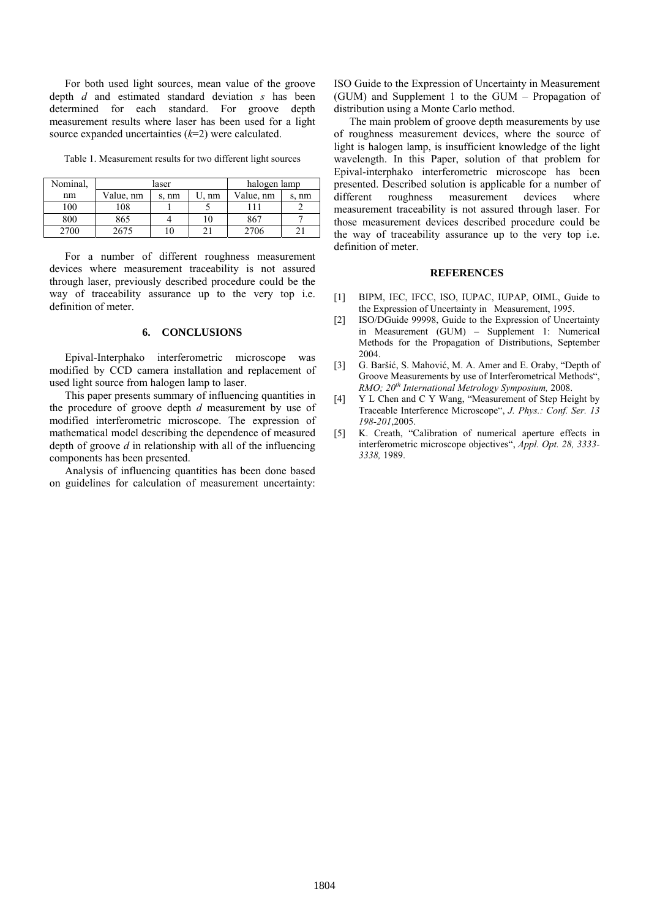For both used light sources, mean value of the groove depth *d* and estimated standard deviation *s* has been determined for each standard. For groove depth measurement results where laser has been used for a light source expanded uncertainties ($k$=2) were calculated.

Table 1. Measurement results for two different light sources

| Nominal, | laser | | | halogen lamp | |
|---|---|---|---|---|---|
| nm | Value, nm | s, nm | U, nm | Value, nm | s, nm |
| 100 | 108 | 1 | 5 | 111 | 2 |
| 800 | 865 | 4 | 10 | 867 | 7 |
| 2700 | 2675 | 10 | 21 | 2706 | 21 |

For a number of different roughness measurement devices where measurement traceability is not assured through laser, previously described procedure could be the way of traceability assurance up to the very top i.e. definition of meter.

## 6. CONCLUSIONS

Epival-Interphako interferometric microscope was modified by CCD camera installation and replacement of used light source from halogen lamp to laser.

This paper presents summary of influencing quantities in the procedure of groove depth *d* measurement by use of modified interferometric microscope. The expression of mathematical model describing the dependence of measured depth of groove *d* in relationship with all of the influencing components has been presented.

Analysis of influencing quantities has been done based on guidelines for calculation of measurement uncertainty: ISO Guide to the Expression of Uncertainty in Measurement (GUM) and Supplement 1 to the GUM – Propagation of distribution using a Monte Carlo method.

The main problem of groove depth measurements by use of roughness measurement devices, where the source of light is halogen lamp, is insufficient knowledge of the light wavelength. In this Paper, solution of that problem for Epival-interphako interferometric microscope has been presented. Described solution is applicable for a number of different roughness measurement devices where measurement traceability is not assured through laser. For those measurement devices described procedure could be the way of traceability assurance up to the very top i.e. definition of meter.

## REFERENCES

[1] BIPM, IEC, IFCC, ISO, IUPAC, IUPAP, OIML, Guide to the Expression of Uncertainty in Measurement, 1995.

[2] ISO/DGuide 99998, Guide to the Expression of Uncertainty in Measurement (GUM) – Supplement 1: Numerical Methods for the Propagation of Distributions, September 2004.

[3] G. Baršić, S. Mahović, M. A. Amer and E. Oraby, "Depth of Groove Measurements by use of Interferometrical Methods", *RMO; 20th International Metrology Symposium,* 2008.

[4] Y L Chen and C Y Wang, "Measurement of Step Height by Traceable Interference Microscope", *J. Phys.: Conf. Ser. 13 198-201*,2005.

[5] K. Creath, "Calibration of numerical aperture effects in interferometric microscope objectives", *Appl. Opt. 28, 3333-3338,* 1989.